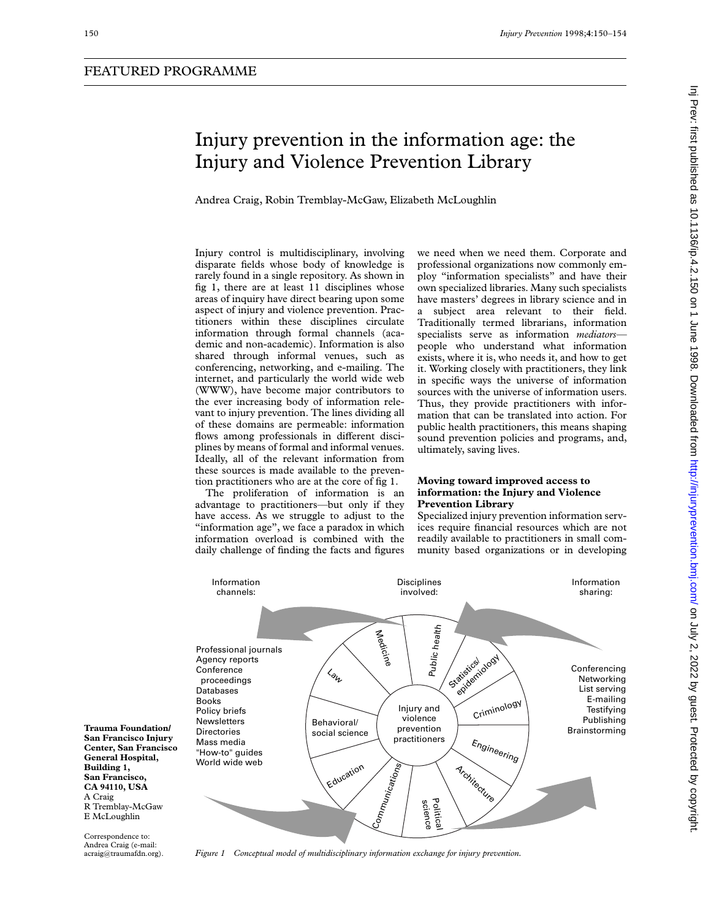FEATURED PROGRAMME

# Injury prevention in the information age: the Injury and Violence Prevention Library

Andrea Craig, Robin Tremblay-McGaw, Elizabeth McLoughlin

Injury control is multidisciplinary, involving disparate fields whose body of knowledge is rarely found in a single repository. As shown in fig 1, there are at least 11 disciplines whose areas of inquiry have direct bearing upon some aspect of injury and violence prevention. Practitioners within these disciplines circulate information through formal channels (academic and non-academic). Information is also shared through informal venues, such as conferencing, networking, and e-mailing. The internet, and particularly the world wide web (WWW), have become major contributors to the ever increasing body of information relevant to injury prevention. The lines dividing all of these domains are permeable: information flows among professionals in different disciplines by means of formal and informal venues. Ideally, all of the relevant information from these sources is made available to the prevention practitioners who are at the core of fig 1.

The proliferation of information is an advantage to practitioners—but only if they have access. As we struggle to adjust to the "information age", we face a paradox in which information overload is combined with the daily challenge of finding the facts and figures we need when we need them. Corporate and professional organizations now commonly employ "information specialists" and have their own specialized libraries. Many such specialists have masters' degrees in library science and in a subject area relevant to their field. Traditionally termed librarians, information specialists serve as information *mediators*—people who understand what information exists, where it is, who needs it, and how to get it. Working closely with practitioners, they link in specific ways the universe of information sources with the universe of information users. Thus, they provide practitioners with information that can be translated into action. For public health practitioners, this means shaping sound prevention policies and programs, and, ultimately, saving lives.

## Moving toward improved access to information: the Injury and Violence Prevention Library

Specialized injury prevention information services require financial resources which are not readily available to practitioners in small community based organizations or in developing

Information channels: Professional journals, Agency reports, Conference proceedings, Databases, Books, Policy briefs, Newsletters, Directories, Mass media, "How-to" guides, World wide web

Disciplines involved: Medicine, Public health, Statistics/epidemiology, Criminology, Engineering, Architecture, Political science, Communications, Education, Behavioral/social science, Law

Injury and violence prevention practitioners

Information sharing: Conferencing, Networking, List serving, E-mailing, Testifying, Publishing, Brainstorming

*Figure 1 Conceptual model of multidisciplinary information exchange for injury prevention.*

**Trauma Foundation/ San Francisco Injury Center, San Francisco General Hospital, Building 1, San Francisco, CA 94110, USA**
A Craig
R Tremblay-McGaw
E McLoughlin

Correspondence to: Andrea Craig (e-mail: acraig@traumafdn.org).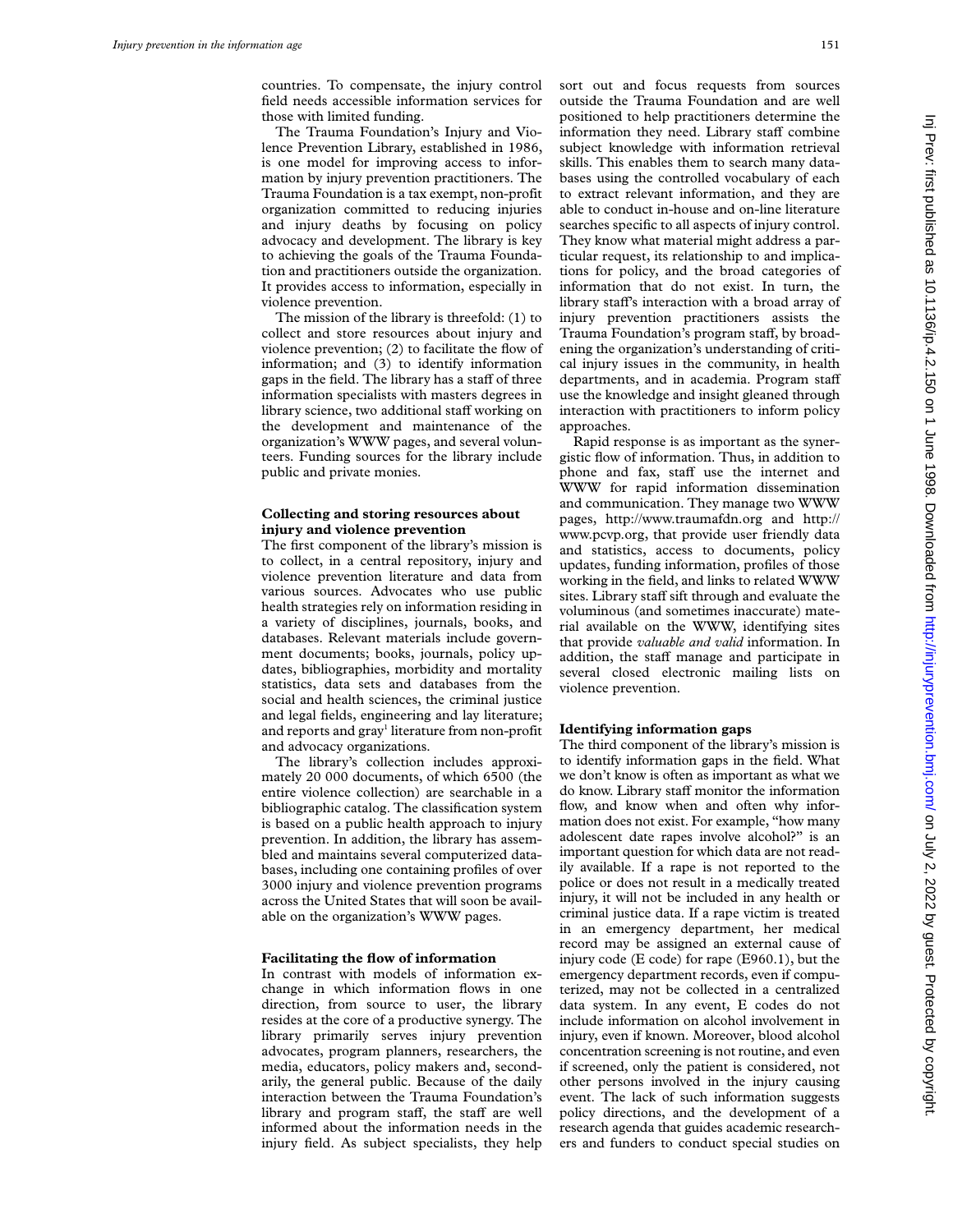countries. To compensate, the injury control field needs accessible information services for those with limited funding.

The Trauma Foundation's Injury and Violence Prevention Library, established in 1986, is one model for improving access to information by injury prevention practitioners. The Trauma Foundation is a tax exempt, non-profit organization committed to reducing injuries and injury deaths by focusing on policy advocacy and development. The library is key to achieving the goals of the Trauma Foundation and practitioners outside the organization. It provides access to information, especially in violence prevention.

The mission of the library is threefold: (1) to collect and store resources about injury and violence prevention; (2) to facilitate the flow of information; and (3) to identify information gaps in the field. The library has a staff of three information specialists with masters degrees in library science, two additional staff working on the development and maintenance of the organization's WWW pages, and several volunteers. Funding sources for the library include public and private monies.

## Collecting and storing resources about injury and violence prevention

The first component of the library's mission is to collect, in a central repository, injury and violence prevention literature and data from various sources. Advocates who use public health strategies rely on information residing in a variety of disciplines, journals, books, and databases. Relevant materials include government documents; books, journals, policy updates, bibliographies, morbidity and mortality statistics, data sets and databases from the social and health sciences, the criminal justice and legal fields, engineering and lay literature; and reports and gray[1] literature from non-profit and advocacy organizations.

The library's collection includes approximately 20 000 documents, of which 6500 (the entire violence collection) are searchable in a bibliographic catalog. The classification system is based on a public health approach to injury prevention. In addition, the library has assembled and maintains several computerized databases, including one containing profiles of over 3000 injury and violence prevention programs across the United States that will soon be available on the organization's WWW pages.

## Facilitating the flow of information

In contrast with models of information exchange in which information flows in one direction, from source to user, the library resides at the core of a productive synergy. The library primarily serves injury prevention advocates, program planners, researchers, the media, educators, policy makers and, secondarily, the general public. Because of the daily interaction between the Trauma Foundation's library and program staff, the staff are well informed about the information needs in the injury field. As subject specialists, they help sort out and focus requests from sources outside the Trauma Foundation and are well positioned to help practitioners determine the information they need. Library staff combine subject knowledge with information retrieval skills. This enables them to search many databases using the controlled vocabulary of each to extract relevant information, and they are able to conduct in-house and on-line literature searches specific to all aspects of injury control. They know what material might address a particular request, its relationship to and implications for policy, and the broad categories of information that do not exist. In turn, the library staff's interaction with a broad array of injury prevention practitioners assists the Trauma Foundation's program staff, by broadening the organization's understanding of critical injury issues in the community, in health departments, and in academia. Program staff use the knowledge and insight gleaned through interaction with practitioners to inform policy approaches.

Rapid response is as important as the synergistic flow of information. Thus, in addition to phone and fax, staff use the internet and WWW for rapid information dissemination and communication. They manage two WWW pages, http://www.traumafdn.org and http://www.pcvp.org, that provide user friendly data and statistics, access to documents, policy updates, funding information, profiles of those working in the field, and links to related WWW sites. Library staff sift through and evaluate the voluminous (and sometimes inaccurate) material available on the WWW, identifying sites that provide *valuable and valid* information. In addition, the staff manage and participate in several closed electronic mailing lists on violence prevention.

## Identifying information gaps

The third component of the library's mission is to identify information gaps in the field. What we don't know is often as important as what we do know. Library staff monitor the information flow, and know when and often why information does not exist. For example, "how many adolescent date rapes involve alcohol?" is an important question for which data are not readily available. If a rape is not reported to the police or does not result in a medically treated injury, it will not be included in any health or criminal justice data. If a rape victim is treated in an emergency department, her medical record may be assigned an external cause of injury code (E code) for rape (E960.1), but the emergency department records, even if computerized, may not be collected in a centralized data system. In any event, E codes do not include information on alcohol involvement in injury, even if known. Moreover, blood alcohol concentration screening is not routine, and even if screened, only the patient is considered, not other persons involved in the injury causing event. The lack of such information suggests policy directions, and the development of a research agenda that guides academic researchers and funders to conduct special studies on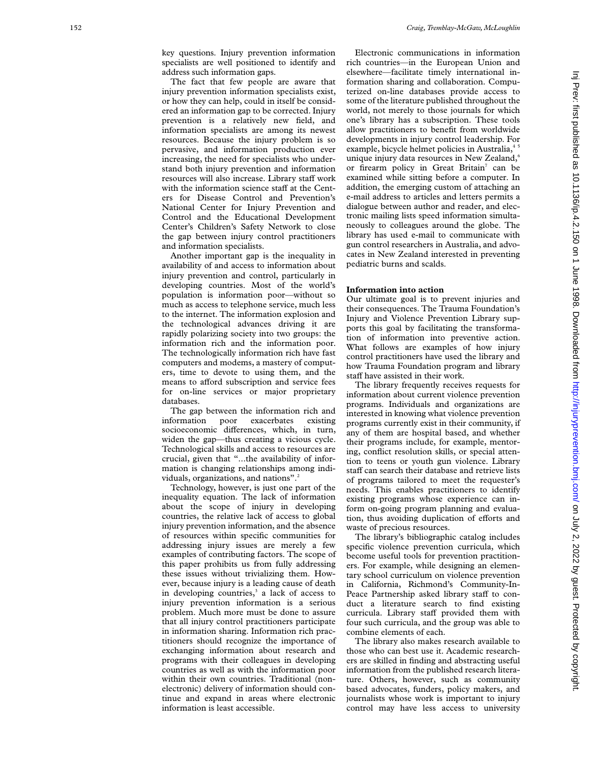key questions. Injury prevention information specialists are well positioned to identify and address such information gaps.

The fact that few people are aware that injury prevention information specialists exist, or how they can help, could in itself be considered an information gap to be corrected. Injury prevention is a relatively new field, and information specialists are among its newest resources. Because the injury problem is so pervasive, and information production ever increasing, the need for specialists who understand both injury prevention and information resources will also increase. Library staff work with the information science staff at the Centers for Disease Control and Prevention's National Center for Injury Prevention and Control and the Educational Development Center's Children's Safety Network to close the gap between injury control practitioners and information specialists.

Another important gap is the inequality in availability of and access to information about injury prevention and control, particularly in developing countries. Most of the world's population is information poor—without so much as access to telephone service, much less to the internet. The information explosion and the technological advances driving it are rapidly polarizing society into two groups: the information rich and the information poor. The technologically information rich have fast computers and modems, a mastery of computers, time to devote to using them, and the means to afford subscription and service fees for on-line services or major proprietary databases.

The gap between the information rich and information poor exacerbates existing socioeconomic differences, which, in turn, widen the gap—thus creating a vicious cycle. Technological skills and access to resources are crucial, given that "...the availability of information is changing relationships among individuals, organizations, and nations".[2]

Technology, however, is just one part of the inequality equation. The lack of information about the scope of injury in developing countries, the relative lack of access to global injury prevention information, and the absence of resources within specific communities for addressing injury issues are merely a few examples of contributing factors. The scope of this paper prohibits us from fully addressing these issues without trivializing them. However, because injury is a leading cause of death in developing countries,[3] a lack of access to injury prevention information is a serious problem. Much more must be done to assure that all injury control practitioners participate in information sharing. Information rich practitioners should recognize the importance of exchanging information about research and programs with their colleagues in developing countries as well as with the information poor within their own countries. Traditional (non-electronic) delivery of information should continue and expand in areas where electronic information is least accessible.

Electronic communications in information rich countries—in the European Union and elsewhere—facilitate timely international information sharing and collaboration. Computerized on-line databases provide access to some of the literature published throughout the world, not merely to those journals for which one's library has a subscription. These tools allow practitioners to benefit from worldwide developments in injury control leadership. For example, bicycle helmet policies in Australia,[4 5] unique injury data resources in New Zealand,[6] or firearm policy in Great Britain[7] can be examined while sitting before a computer. In addition, the emerging custom of attaching an e-mail address to articles and letters permits a dialogue between author and reader, and electronic mailing lists speed information simultaneously to colleagues around the globe. The library has used e-mail to communicate with gun control researchers in Australia, and advocates in New Zealand interested in preventing pediatric burns and scalds.

## Information into action

Our ultimate goal is to prevent injuries and their consequences. The Trauma Foundation's Injury and Violence Prevention Library supports this goal by facilitating the transformation of information into preventive action. What follows are examples of how injury control practitioners have used the library and how Trauma Foundation program and library staff have assisted in their work.

The library frequently receives requests for information about current violence prevention programs. Individuals and organizations are interested in knowing what violence prevention programs currently exist in their community, if any of them are hospital based, and whether their programs include, for example, mentoring, conflict resolution skills, or special attention to teens or youth gun violence. Library staff can search their database and retrieve lists of programs tailored to meet the requester's needs. This enables practitioners to identify existing programs whose experience can inform on-going program planning and evaluation, thus avoiding duplication of efforts and waste of precious resources.

The library's bibliographic catalog includes specific violence prevention curricula, which become useful tools for prevention practitioners. For example, while designing an elementary school curriculum on violence prevention in California, Richmond's Community-In-Peace Partnership asked library staff to conduct a literature search to find existing curricula. Library staff provided them with four such curricula, and the group was able to combine elements of each.

The library also makes research available to those who can best use it. Academic researchers are skilled in finding and abstracting useful information from the published research literature. Others, however, such as community based advocates, funders, policy makers, and journalists whose work is important to injury control may have less access to university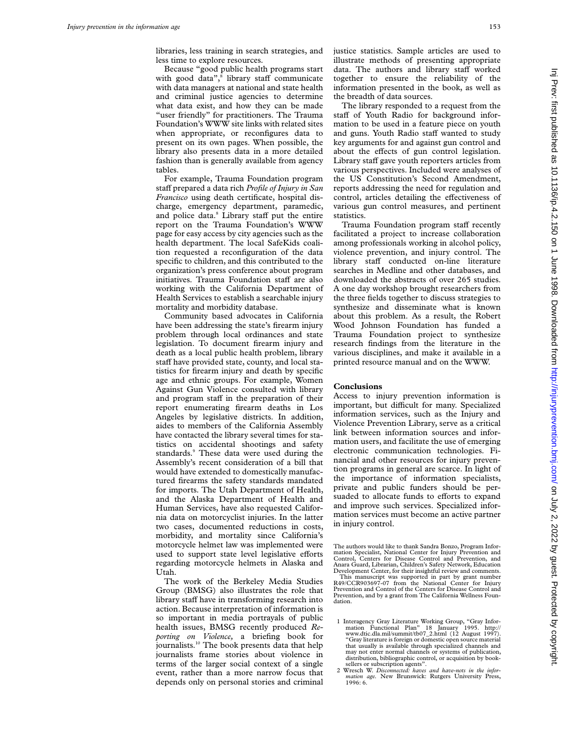libraries, less training in search strategies, and less time to explore resources.

Because "good public health programs start with good data",[8] library staff communicate with data managers at national and state health and criminal justice agencies to determine what data exist, and how they can be made "user friendly" for practitioners. The Trauma Foundation's WWW site links with related sites when appropriate, or reconfigures data to present on its own pages. When possible, the library also presents data in a more detailed fashion than is generally available from agency tables.

For example, Trauma Foundation program staff prepared a data rich *Profile of Injury in San Francisco* using death certificate, hospital discharge, emergency department, paramedic, and police data.[8] Library staff put the entire report on the Trauma Foundation's WWW page for easy access by city agencies such as the health department. The local SafeKids coalition requested a reconfiguration of the data specific to children, and this contributed to the organization's press conference about program initiatives. Trauma Foundation staff are also working with the California Department of Health Services to establish a searchable injury mortality and morbidity database.

Community based advocates in California have been addressing the state's firearm injury problem through local ordinances and state legislation. To document firearm injury and death as a local public health problem, library staff have provided state, county, and local statistics for firearm injury and death by specific age and ethnic groups. For example, Women Against Gun Violence consulted with library and program staff in the preparation of their report enumerating firearm deaths in Los Angeles by legislative districts. In addition, aides to members of the California Assembly have contacted the library several times for statistics on accidental shootings and safety standards.[9] These data were used during the Assembly's recent consideration of a bill that would have extended to domestically manufactured firearms the safety standards mandated for imports. The Utah Department of Health, and the Alaska Department of Health and Human Services, have also requested California data on motorcyclist injuries. In the latter two cases, documented reductions in costs, morbidity, and mortality since California's motorcycle helmet law was implemented were used to support state level legislative efforts regarding motorcycle helmets in Alaska and Utah.

The work of the Berkeley Media Studies Group (BMSG) also illustrates the role that library staff have in transforming research into action. Because interpretation of information is so important in media portrayals of public health issues, BMSG recently produced *Reporting on Violence,* a briefing book for journalists.[10] The book presents data that help journalists frame stories about violence in terms of the larger social context of a single event, rather than a more narrow focus that depends only on personal stories and criminal justice statistics. Sample articles are used to illustrate methods of presenting appropriate data. The authors and library staff worked together to ensure the reliability of the information presented in the book, as well as the breadth of data sources.

The library responded to a request from the staff of Youth Radio for background information to be used in a feature piece on youth and guns. Youth Radio staff wanted to study key arguments for and against gun control and about the effects of gun control legislation. Library staff gave youth reporters articles from various perspectives. Included were analyses of the US Constitution's Second Amendment, reports addressing the need for regulation and control, articles detailing the effectiveness of various gun control measures, and pertinent statistics.

Trauma Foundation program staff recently facilitated a project to increase collaboration among professionals working in alcohol policy, violence prevention, and injury control. The library staff conducted on-line literature searches in Medline and other databases, and downloaded the abstracts of over 265 studies. A one day workshop brought researchers from the three fields together to discuss strategies to synthesize and disseminate what is known about this problem. As a result, the Robert Wood Johnson Foundation has funded a Trauma Foundation project to synthesize research findings from the literature in the various disciplines, and make it available in a printed resource manual and on the WWW.

## Conclusions

Access to injury prevention information is important, but difficult for many. Specialized information services, such as the Injury and Violence Prevention Library, serve as a critical link between information sources and information users, and facilitate the use of emerging electronic communication technologies. Financial and other resources for injury prevention programs in general are scarce. In light of the importance of information specialists, private and public funders should be persuaded to allocate funds to efforts to expand and improve such services. Specialized information services must become an active partner in injury control.

The authors would like to thank Sandra Bonzo, Program Information Specialist, National Center for Injury Prevention and Control, Centers for Disease Control and Prevention, and Anara Guard, Librarian, Children's Safety Network, Education Development Center, for their insightful review and comments.

This manuscript was supported in part by grant number R49/CCR903697-07 from the National Center for Injury Prevention and Control of the Centers for Disease Control and Prevention, and by a grant from The California Wellness Foundation.

1 Interagency Gray Literature Working Group, "Gray Information Functional Plan" 18 January 1995. http://www.dtic.dla.mil/summit/tb07_2.html (12 August 1997). "Gray literature is foreign or domestic open source material that usually is available through specialized channels and may not enter normal channels or systems of publication, distribution, bibliographic control, or acquisition by booksellers or subscription agents".

2 Wresch W. *Disconnected: haves and have-nots in the information age*. New Brunswick: Rutgers University Press, 1996: 6.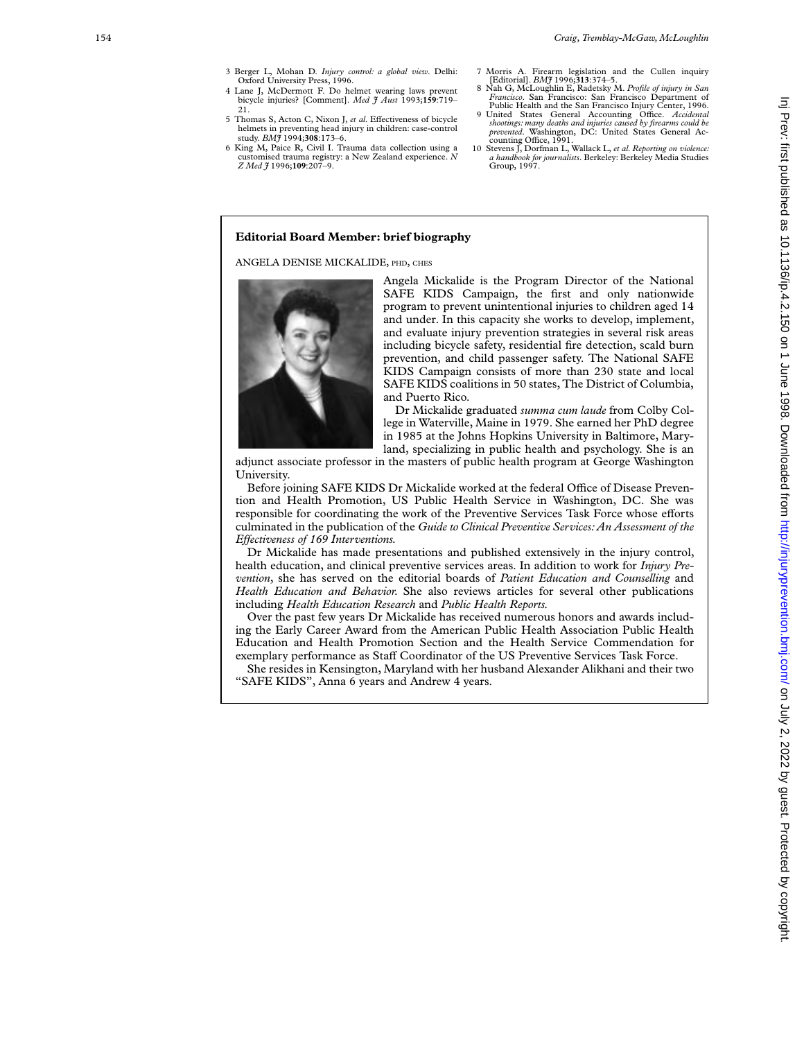3 Berger L, Mohan D. *Injury control: a global view*. Delhi: Oxford University Press, 1996.

4 Lane J, McDermott F. Do helmet wearing laws prevent bicycle injuries? [Comment]. *Med J Aust* 1993;**159**:719–21.

5 Thomas S, Acton C, Nixon J, *et al*. Effectiveness of bicycle helmets in preventing head injury in children: case-control study. *BMJ* 1994;**308**:173–6.

6 King M, Paice R, Civil I. Trauma data collection using a customised trauma registry: a New Zealand experience. *N Z Med J* 1996;**109**:207–9.

7 Morris A. Firearm legislation and the Cullen inquiry [Editorial]. *BMJ* 1996;**313**:374–5.

8 Nah G, McLoughlin E, Radetsky M. *Profile of injury in San Francisco*. San Francisco: San Francisco Department of Public Health and the San Francisco Injury Center, 1996.

9 United States General Accounting Office. *Accidental shootings: many deaths and injuries caused by firearms could be prevented*. Washington, DC: United States General Accounting Office, 1991.

10 Stevens J, Dorfman L, Wallack L, *et al*. *Reporting on violence: a handbook for journalists*. Berkeley: Berkeley Media Studies Group, 1997.

## Editorial Board Member: brief biography

ANGELA DENISE MICKALIDE, PHD, CHES

Angela Mickalide is the Program Director of the National SAFE KIDS Campaign, the first and only nationwide program to prevent unintentional injuries to children aged 14 and under. In this capacity she works to develop, implement, and evaluate injury prevention strategies in several risk areas including bicycle safety, residential fire detection, scald burn prevention, and child passenger safety. The National SAFE KIDS Campaign consists of more than 230 state and local SAFE KIDS coalitions in 50 states, The District of Columbia, and Puerto Rico.

Dr Mickalide graduated *summa cum laude* from Colby College in Waterville, Maine in 1979. She earned her PhD degree in 1985 at the Johns Hopkins University in Baltimore, Maryland, specializing in public health and psychology. She is an adjunct associate professor in the masters of public health program at George Washington University.

Before joining SAFE KIDS Dr Mickalide worked at the federal Office of Disease Prevention and Health Promotion, US Public Health Service in Washington, DC. She was responsible for coordinating the work of the Preventive Services Task Force whose efforts culminated in the publication of the *Guide to Clinical Preventive Services: An Assessment of the Effectiveness of 169 Interventions.*

Dr Mickalide has made presentations and published extensively in the injury control, health education, and clinical preventive services areas. In addition to work for *Injury Prevention*, she has served on the editorial boards of *Patient Education and Counselling* and *Health Education and Behavior.* She also reviews articles for several other publications including *Health Education Research* and *Public Health Reports.*

Over the past few years Dr Mickalide has received numerous honors and awards including the Early Career Award from the American Public Health Association Public Health Education and Health Promotion Section and the Health Service Commendation for exemplary performance as Staff Coordinator of the US Preventive Services Task Force.

She resides in Kensington, Maryland with her husband Alexander Alikhani and their two "SAFE KIDS", Anna 6 years and Andrew 4 years.